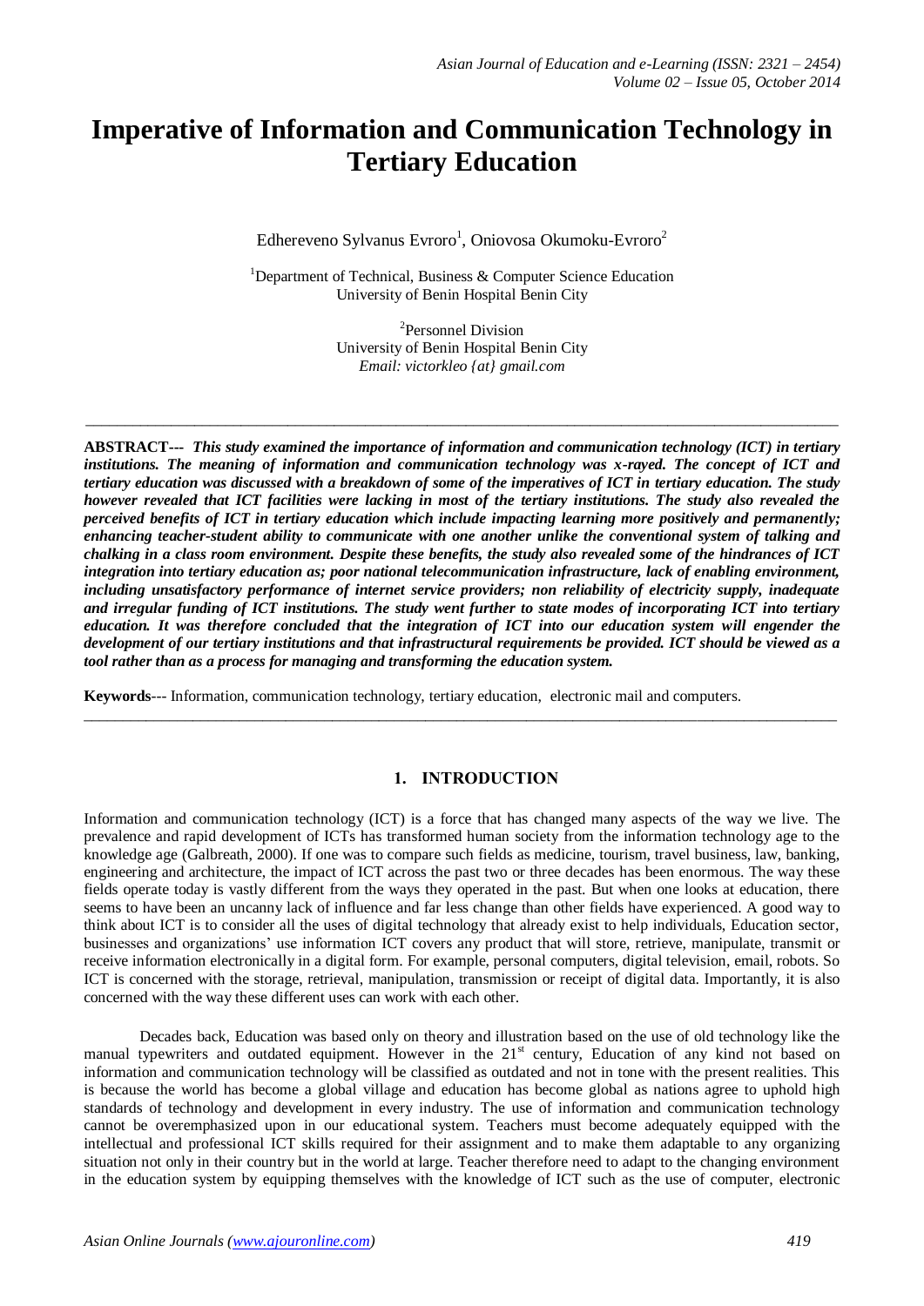# Imperative of Information and Communication Technology in Tertiary Education

Edhereveno Sylvanus Evroro[1], Oniovosa Okumoku-Evroro[2]

[1]Department of Technical, Business & Computer Science Education
University of Benin Hospital Benin City

[2]Personnel Division
University of Benin Hospital Benin City
*Email: victorkleo {at} gmail.com*

---

**ABSTRACT---** ***This study examined the importance of information and communication technology (ICT) in tertiary institutions. The meaning of information and communication technology was x-rayed. The concept of ICT and tertiary education was discussed with a breakdown of some of the imperatives of ICT in tertiary education. The study however revealed that ICT facilities were lacking in most of the tertiary institutions. The study also revealed the perceived benefits of ICT in tertiary education which include impacting learning more positively and permanently; enhancing teacher-student ability to communicate with one another unlike the conventional system of talking and chalking in a class room environment. Despite these benefits, the study also revealed some of the hindrances of ICT integration into tertiary education as; poor national telecommunication infrastructure, lack of enabling environment, including unsatisfactory performance of internet service providers; non reliability of electricity supply, inadequate and irregular funding of ICT institutions. The study went further to state modes of incorporating ICT into tertiary education. It was therefore concluded that the integration of ICT into our education system will engender the development of our tertiary institutions and that infrastructural requirements be provided. ICT should be viewed as a tool rather than as a process for managing and transforming the education system.***

**Keywords**--- Information, communication technology, tertiary education, electronic mail and computers.

---

## 1. INTRODUCTION

Information and communication technology (ICT) is a force that has changed many aspects of the way we live. The prevalence and rapid development of ICTs has transformed human society from the information technology age to the knowledge age (Galbreath, 2000). If one was to compare such fields as medicine, tourism, travel business, law, banking, engineering and architecture, the impact of ICT across the past two or three decades has been enormous. The way these fields operate today is vastly different from the ways they operated in the past. But when one looks at education, there seems to have been an uncanny lack of influence and far less change than other fields have experienced. A good way to think about ICT is to consider all the uses of digital technology that already exist to help individuals, Education sector, businesses and organizations' use information ICT covers any product that will store, retrieve, manipulate, transmit or receive information electronically in a digital form. For example, personal computers, digital television, email, robots. So ICT is concerned with the storage, retrieval, manipulation, transmission or receipt of digital data. Importantly, it is also concerned with the way these different uses can work with each other.

Decades back, Education was based only on theory and illustration based on the use of old technology like the manual typewriters and outdated equipment. However in the 21st century, Education of any kind not based on information and communication technology will be classified as outdated and not in tone with the present realities. This is because the world has become a global village and education has become global as nations agree to uphold high standards of technology and development in every industry. The use of information and communication technology cannot be overemphasized upon in our educational system. Teachers must become adequately equipped with the intellectual and professional ICT skills required for their assignment and to make them adaptable to any organizing situation not only in their country but in the world at large. Teacher therefore need to adapt to the changing environment in the education system by equipping themselves with the knowledge of ICT such as the use of computer, electronic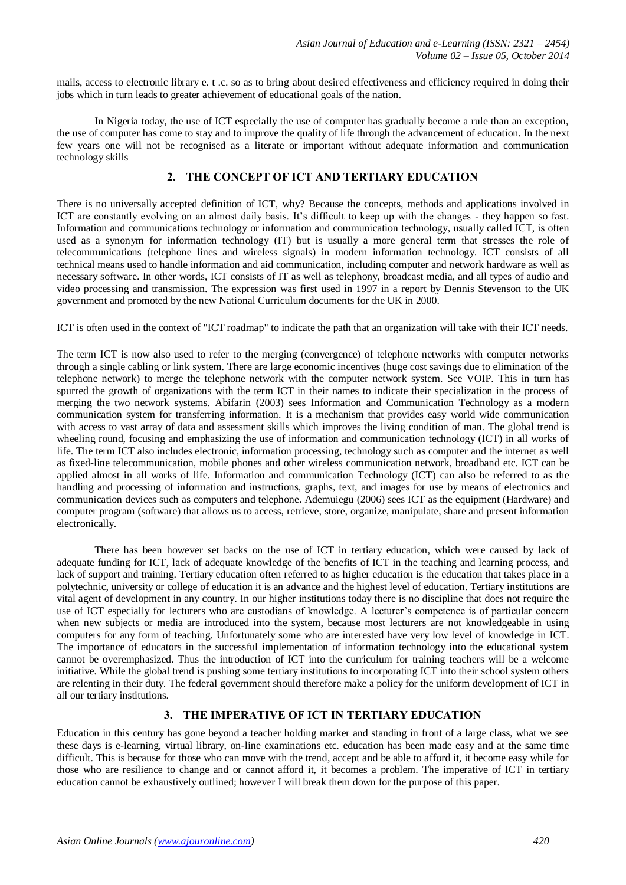mails, access to electronic library e. t .c. so as to bring about desired effectiveness and efficiency required in doing their jobs which in turn leads to greater achievement of educational goals of the nation.

In Nigeria today, the use of ICT especially the use of computer has gradually become a rule than an exception, the use of computer has come to stay and to improve the quality of life through the advancement of education. In the next few years one will not be recognised as a literate or important without adequate information and communication technology skills

## 2. THE CONCEPT OF ICT AND TERTIARY EDUCATION

There is no universally accepted definition of ICT, why? Because the concepts, methods and applications involved in ICT are constantly evolving on an almost daily basis. It's difficult to keep up with the changes - they happen so fast. Information and communications technology or information and communication technology, usually called ICT, is often used as a synonym for information technology (IT) but is usually a more general term that stresses the role of telecommunications (telephone lines and wireless signals) in modern information technology. ICT consists of all technical means used to handle information and aid communication, including computer and network hardware as well as necessary software. In other words, ICT consists of IT as well as telephony, broadcast media, and all types of audio and video processing and transmission. The expression was first used in 1997 in a report by Dennis Stevenson to the UK government and promoted by the new National Curriculum documents for the UK in 2000.

ICT is often used in the context of "ICT roadmap" to indicate the path that an organization will take with their ICT needs.

The term ICT is now also used to refer to the merging (convergence) of telephone networks with computer networks through a single cabling or link system. There are large economic incentives (huge cost savings due to elimination of the telephone network) to merge the telephone network with the computer network system. See VOIP. This in turn has spurred the growth of organizations with the term ICT in their names to indicate their specialization in the process of merging the two network systems. Abifarin (2003) sees Information and Communication Technology as a modern communication system for transferring information. It is a mechanism that provides easy world wide communication with access to vast array of data and assessment skills which improves the living condition of man. The global trend is wheeling round, focusing and emphasizing the use of information and communication technology (ICT) in all works of life. The term ICT also includes electronic, information processing, technology such as computer and the internet as well as fixed-line telecommunication, mobile phones and other wireless communication network, broadband etc. ICT can be applied almost in all works of life. Information and communication Technology (ICT) can also be referred to as the handling and processing of information and instructions, graphs, text, and images for use by means of electronics and communication devices such as computers and telephone. Ademuiegu (2006) sees ICT as the equipment (Hardware) and computer program (software) that allows us to access, retrieve, store, organize, manipulate, share and present information electronically.

There has been however set backs on the use of ICT in tertiary education, which were caused by lack of adequate funding for ICT, lack of adequate knowledge of the benefits of ICT in the teaching and learning process, and lack of support and training. Tertiary education often referred to as higher education is the education that takes place in a polytechnic, university or college of education it is an advance and the highest level of education. Tertiary institutions are vital agent of development in any country. In our higher institutions today there is no discipline that does not require the use of ICT especially for lecturers who are custodians of knowledge. A lecturer's competence is of particular concern when new subjects or media are introduced into the system, because most lecturers are not knowledgeable in using computers for any form of teaching. Unfortunately some who are interested have very low level of knowledge in ICT. The importance of educators in the successful implementation of information technology into the educational system cannot be overemphasized. Thus the introduction of ICT into the curriculum for training teachers will be a welcome initiative. While the global trend is pushing some tertiary institutions to incorporating ICT into their school system others are relenting in their duty. The federal government should therefore make a policy for the uniform development of ICT in all our tertiary institutions.

## 3. THE IMPERATIVE OF ICT IN TERTIARY EDUCATION

Education in this century has gone beyond a teacher holding marker and standing in front of a large class, what we see these days is e-learning, virtual library, on-line examinations etc. education has been made easy and at the same time difficult. This is because for those who can move with the trend, accept and be able to afford it, it become easy while for those who are resilience to change and or cannot afford it, it becomes a problem. The imperative of ICT in tertiary education cannot be exhaustively outlined; however I will break them down for the purpose of this paper.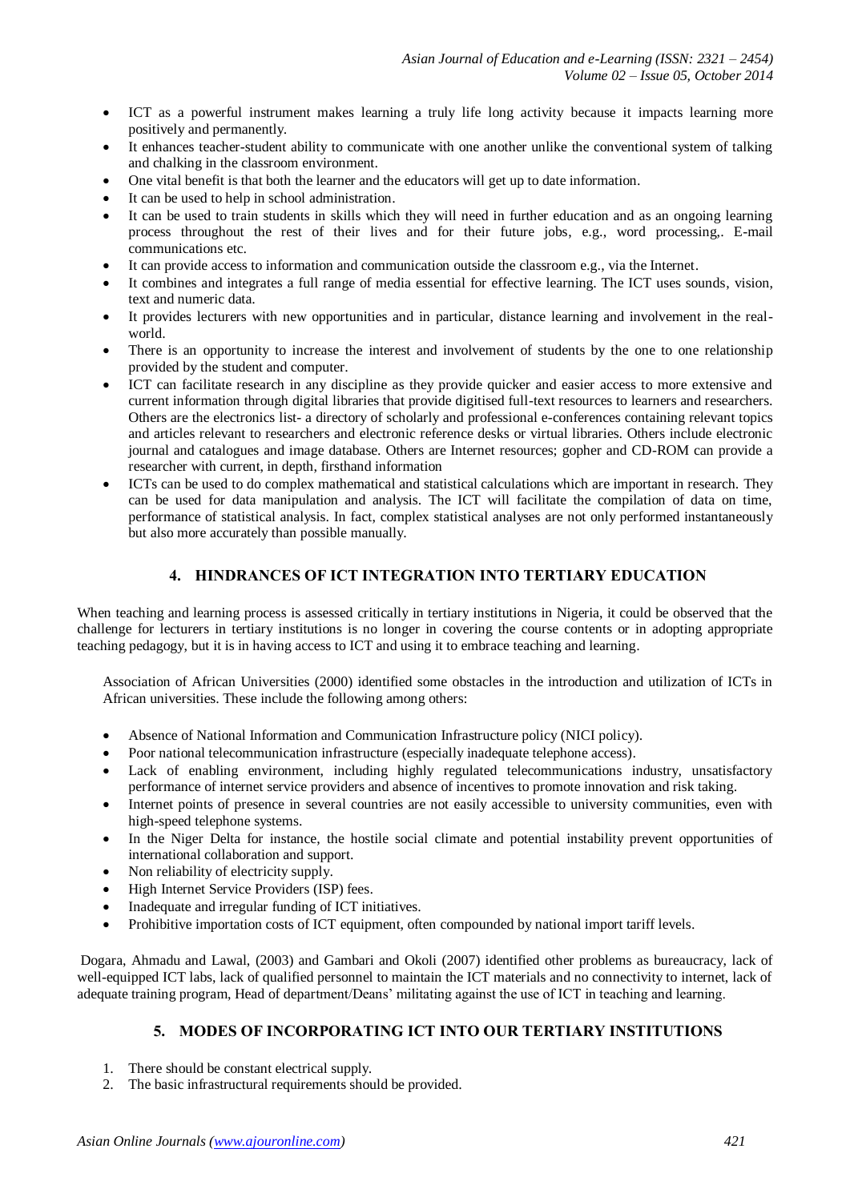- ICT as a powerful instrument makes learning a truly life long activity because it impacts learning more positively and permanently.
- It enhances teacher-student ability to communicate with one another unlike the conventional system of talking and chalking in the classroom environment.
- One vital benefit is that both the learner and the educators will get up to date information.
- It can be used to help in school administration.
- It can be used to train students in skills which they will need in further education and as an ongoing learning process throughout the rest of their lives and for their future jobs, e.g., word processing,. E-mail communications etc.
- It can provide access to information and communication outside the classroom e.g., via the Internet.
- It combines and integrates a full range of media essential for effective learning. The ICT uses sounds, vision, text and numeric data.
- It provides lecturers with new opportunities and in particular, distance learning and involvement in the real-world.
- There is an opportunity to increase the interest and involvement of students by the one to one relationship provided by the student and computer.
- ICT can facilitate research in any discipline as they provide quicker and easier access to more extensive and current information through digital libraries that provide digitised full-text resources to learners and researchers. Others are the electronics list- a directory of scholarly and professional e-conferences containing relevant topics and articles relevant to researchers and electronic reference desks or virtual libraries. Others include electronic journal and catalogues and image database. Others are Internet resources; gopher and CD-ROM can provide a researcher with current, in depth, firsthand information
- ICTs can be used to do complex mathematical and statistical calculations which are important in research. They can be used for data manipulation and analysis. The ICT will facilitate the compilation of data on time, performance of statistical analysis. In fact, complex statistical analyses are not only performed instantaneously but also more accurately than possible manually.

## 4. HINDRANCES OF ICT INTEGRATION INTO TERTIARY EDUCATION

When teaching and learning process is assessed critically in tertiary institutions in Nigeria, it could be observed that the challenge for lecturers in tertiary institutions is no longer in covering the course contents or in adopting appropriate teaching pedagogy, but it is in having access to ICT and using it to embrace teaching and learning.

Association of African Universities (2000) identified some obstacles in the introduction and utilization of ICTs in African universities. These include the following among others:

- Absence of National Information and Communication Infrastructure policy (NICI policy).
- Poor national telecommunication infrastructure (especially inadequate telephone access).
- Lack of enabling environment, including highly regulated telecommunications industry, unsatisfactory performance of internet service providers and absence of incentives to promote innovation and risk taking.
- Internet points of presence in several countries are not easily accessible to university communities, even with high-speed telephone systems.
- In the Niger Delta for instance, the hostile social climate and potential instability prevent opportunities of international collaboration and support.
- Non reliability of electricity supply.
- High Internet Service Providers (ISP) fees.
- Inadequate and irregular funding of ICT initiatives.
- Prohibitive importation costs of ICT equipment, often compounded by national import tariff levels.

Dogara, Ahmadu and Lawal, (2003) and Gambari and Okoli (2007) identified other problems as bureaucracy, lack of well-equipped ICT labs, lack of qualified personnel to maintain the ICT materials and no connectivity to internet, lack of adequate training program, Head of department/Deans' militating against the use of ICT in teaching and learning.

## 5. MODES OF INCORPORATING ICT INTO OUR TERTIARY INSTITUTIONS

1. There should be constant electrical supply.
2. The basic infrastructural requirements should be provided.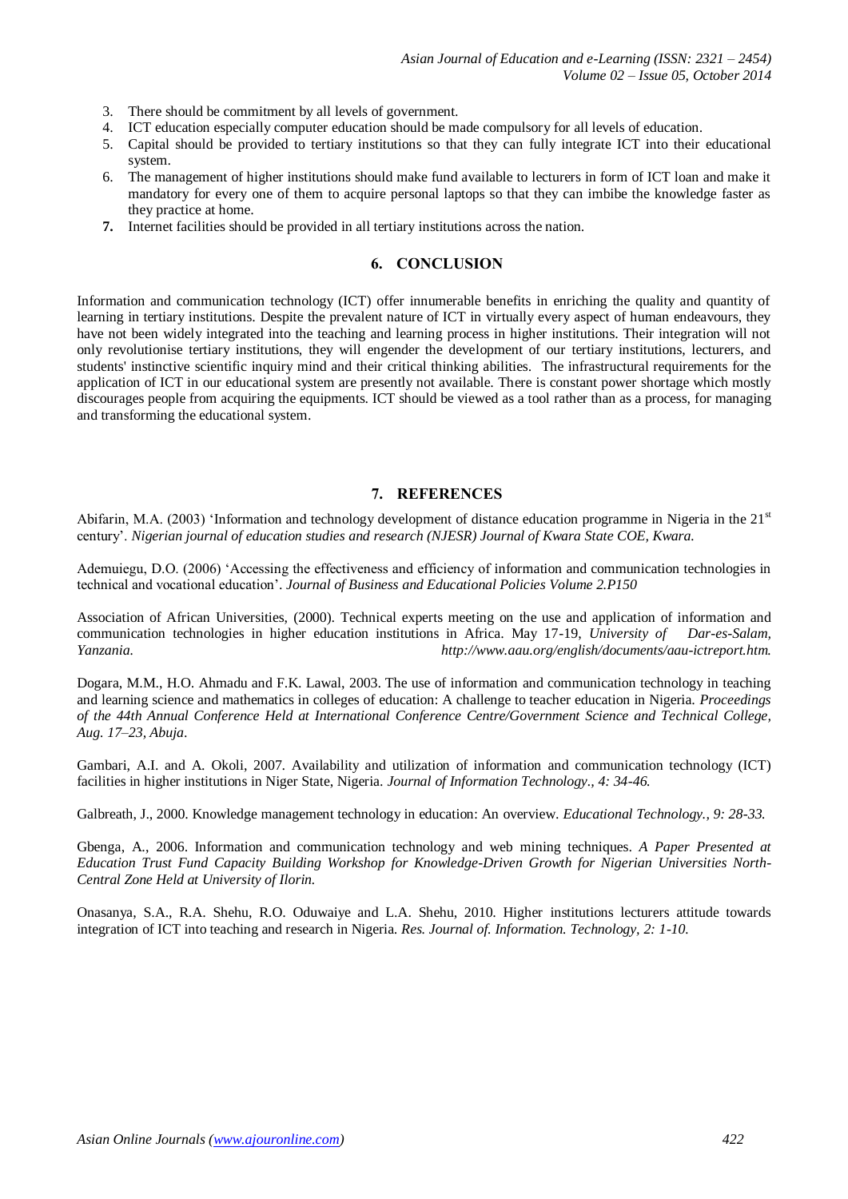3. There should be commitment by all levels of government.
4. ICT education especially computer education should be made compulsory for all levels of education.
5. Capital should be provided to tertiary institutions so that they can fully integrate ICT into their educational system.
6. The management of higher institutions should make fund available to lecturers in form of ICT loan and make it mandatory for every one of them to acquire personal laptops so that they can imbibe the knowledge faster as they practice at home.
7. Internet facilities should be provided in all tertiary institutions across the nation.

## 6. CONCLUSION

Information and communication technology (ICT) offer innumerable benefits in enriching the quality and quantity of learning in tertiary institutions. Despite the prevalent nature of ICT in virtually every aspect of human endeavours, they have not been widely integrated into the teaching and learning process in higher institutions. Their integration will not only revolutionise tertiary institutions, they will engender the development of our tertiary institutions, lecturers, and students' instinctive scientific inquiry mind and their critical thinking abilities. The infrastructural requirements for the application of ICT in our educational system are presently not available. There is constant power shortage which mostly discourages people from acquiring the equipments. ICT should be viewed as a tool rather than as a process, for managing and transforming the educational system.

## 7. REFERENCES

Abifarin, M.A. (2003) 'Information and technology development of distance education programme in Nigeria in the 21st century'. *Nigerian journal of education studies and research (NJESR) Journal of Kwara State COE, Kwara.*

Ademuiegu, D.O. (2006) 'Accessing the effectiveness and efficiency of information and communication technologies in technical and vocational education'. *Journal of Business and Educational Policies Volume 2.P150*

Association of African Universities, (2000). Technical experts meeting on the use and application of information and communication technologies in higher education institutions in Africa. May 17-19, *University of Dar-es-Salam, Yanzania. http://www.aau.org/english/documents/aau-ictreport.htm.*

Dogara, M.M., H.O. Ahmadu and F.K. Lawal, 2003. The use of information and communication technology in teaching and learning science and mathematics in colleges of education: A challenge to teacher education in Nigeria. *Proceedings of the 44th Annual Conference Held at International Conference Centre/Government Science and Technical College, Aug. 17–23, Abuja*.

Gambari, A.I. and A. Okoli, 2007. Availability and utilization of information and communication technology (ICT) facilities in higher institutions in Niger State, Nigeria. *Journal of Information Technology., 4: 34-46.*

Galbreath, J., 2000. Knowledge management technology in education: An overview. *Educational Technology., 9: 28-33.*

Gbenga, A., 2006. Information and communication technology and web mining techniques. *A Paper Presented at Education Trust Fund Capacity Building Workshop for Knowledge-Driven Growth for Nigerian Universities North-Central Zone Held at University of Ilorin.*

Onasanya, S.A., R.A. Shehu, R.O. Oduwaiye and L.A. Shehu, 2010. Higher institutions lecturers attitude towards integration of ICT into teaching and research in Nigeria. *Res. Journal of. Information. Technology, 2: 1-10.*